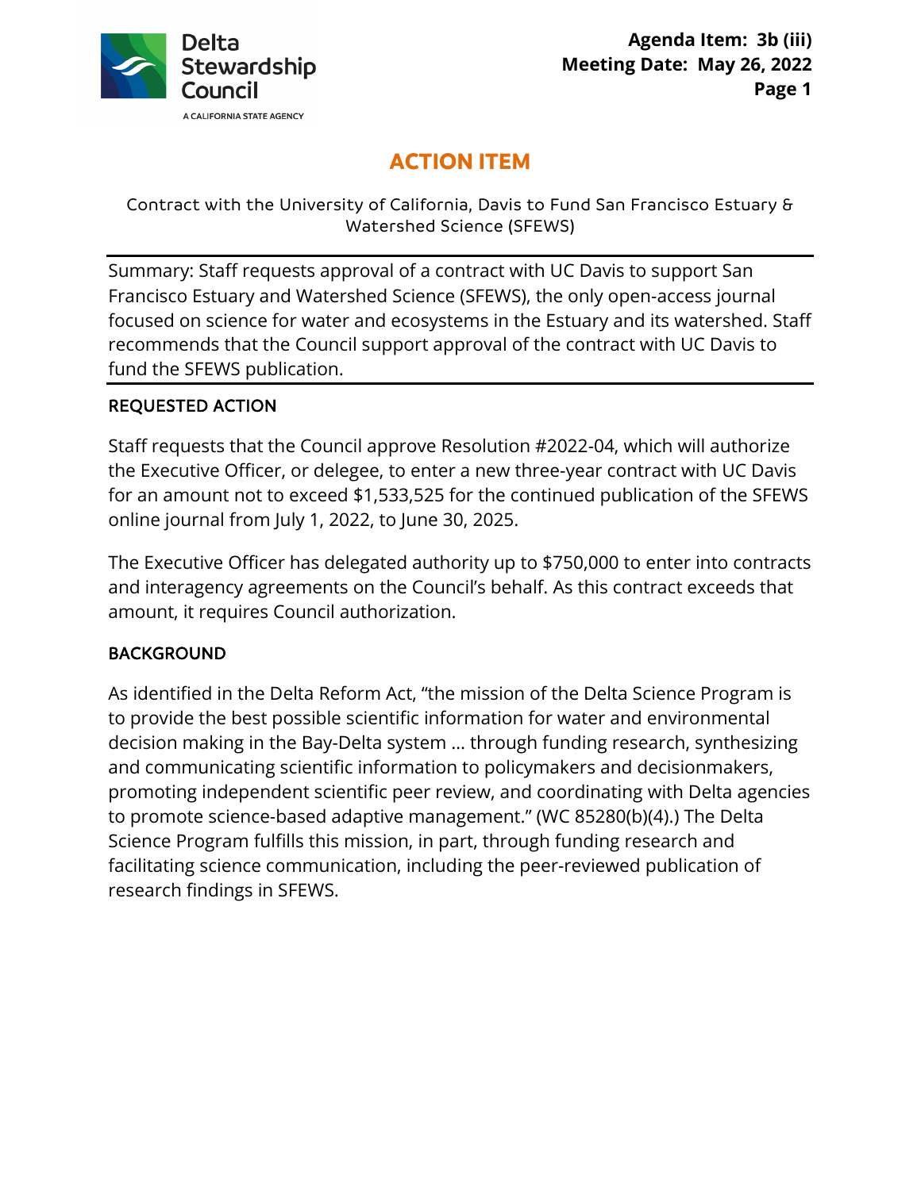Delta Stewardship Council

A CALIFORNIA STATE AGENCY

**Agenda Item: 3b (iii)**
**Meeting Date: May 26, 2022**

# ACTION ITEM

Contract with the University of California, Davis to Fund San Francisco Estuary & Watershed Science (SFEWS)

---

Summary: Staff requests approval of a contract with UC Davis to support San Francisco Estuary and Watershed Science (SFEWS), the only open-access journal focused on science for water and ecosystems in the Estuary and its watershed. Staff recommends that the Council support approval of the contract with UC Davis to fund the SFEWS publication.

---

## REQUESTED ACTION

Staff requests that the Council approve Resolution #2022-04, which will authorize the Executive Officer, or delegee, to enter a new three-year contract with UC Davis for an amount not to exceed $1,533,525 for the continued publication of the SFEWS online journal from July 1, 2022, to June 30, 2025.

The Executive Officer has delegated authority up to $750,000 to enter into contracts and interagency agreements on the Council's behalf. As this contract exceeds that amount, it requires Council authorization.

## BACKGROUND

As identified in the Delta Reform Act, "the mission of the Delta Science Program is to provide the best possible scientific information for water and environmental decision making in the Bay-Delta system … through funding research, synthesizing and communicating scientific information to policymakers and decisionmakers, promoting independent scientific peer review, and coordinating with Delta agencies to promote science-based adaptive management." (WC 85280(b)(4).) The Delta Science Program fulfills this mission, in part, through funding research and facilitating science communication, including the peer-reviewed publication of research findings in SFEWS.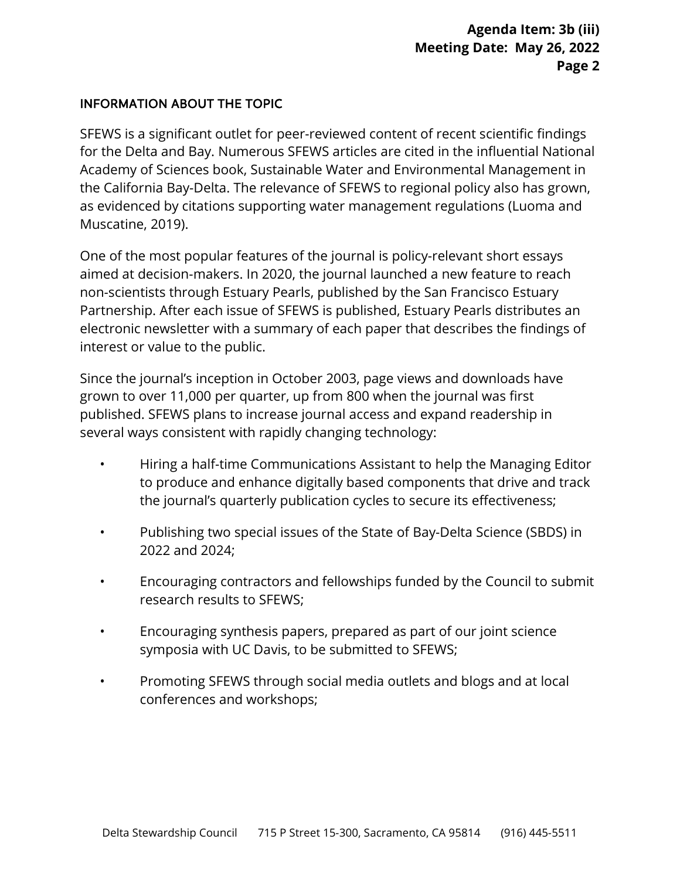## INFORMATION ABOUT THE TOPIC

SFEWS is a significant outlet for peer-reviewed content of recent scientific findings for the Delta and Bay. Numerous SFEWS articles are cited in the influential National Academy of Sciences book, Sustainable Water and Environmental Management in the California Bay-Delta. The relevance of SFEWS to regional policy also has grown, as evidenced by citations supporting water management regulations (Luoma and Muscatine, 2019).

One of the most popular features of the journal is policy-relevant short essays aimed at decision-makers. In 2020, the journal launched a new feature to reach non-scientists through Estuary Pearls, published by the San Francisco Estuary Partnership. After each issue of SFEWS is published, Estuary Pearls distributes an electronic newsletter with a summary of each paper that describes the findings of interest or value to the public.

Since the journal's inception in October 2003, page views and downloads have grown to over 11,000 per quarter, up from 800 when the journal was first published. SFEWS plans to increase journal access and expand readership in several ways consistent with rapidly changing technology:

- Hiring a half-time Communications Assistant to help the Managing Editor to produce and enhance digitally based components that drive and track the journal's quarterly publication cycles to secure its effectiveness;
- Publishing two special issues of the State of Bay-Delta Science (SBDS) in 2022 and 2024;
- Encouraging contractors and fellowships funded by the Council to submit research results to SFEWS;
- Encouraging synthesis papers, prepared as part of our joint science symposia with UC Davis, to be submitted to SFEWS;
- Promoting SFEWS through social media outlets and blogs and at local conferences and workshops;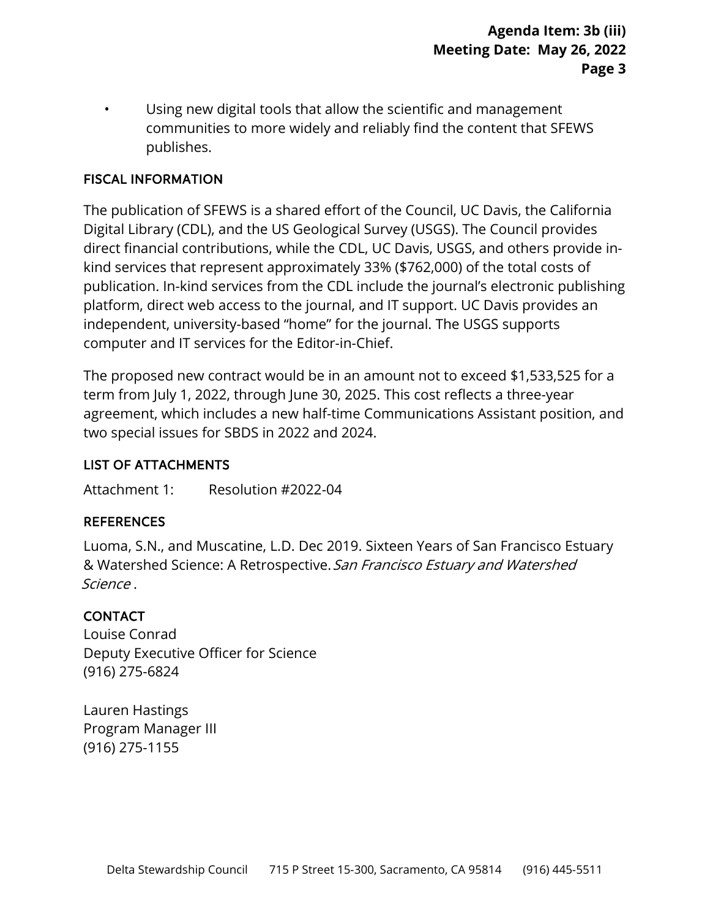- Using new digital tools that allow the scientific and management communities to more widely and reliably find the content that SFEWS publishes.

## FISCAL INFORMATION

The publication of SFEWS is a shared effort of the Council, UC Davis, the California Digital Library (CDL), and the US Geological Survey (USGS). The Council provides direct financial contributions, while the CDL, UC Davis, USGS, and others provide in-kind services that represent approximately 33% ($762,000) of the total costs of publication. In-kind services from the CDL include the journal's electronic publishing platform, direct web access to the journal, and IT support. UC Davis provides an independent, university-based "home" for the journal. The USGS supports computer and IT services for the Editor-in-Chief.

The proposed new contract would be in an amount not to exceed $1,533,525 for a term from July 1, 2022, through June 30, 2025. This cost reflects a three-year agreement, which includes a new half-time Communications Assistant position, and two special issues for SBDS in 2022 and 2024.

## LIST OF ATTACHMENTS

Attachment 1: Resolution #2022-04

## REFERENCES

Luoma, S.N., and Muscatine, L.D. Dec 2019. Sixteen Years of San Francisco Estuary & Watershed Science: A Retrospective. *San Francisco Estuary and Watershed Science*.

## CONTACT

Louise Conrad
Deputy Executive Officer for Science
(916) 275-6824

Lauren Hastings
Program Manager III
(916) 275-1155